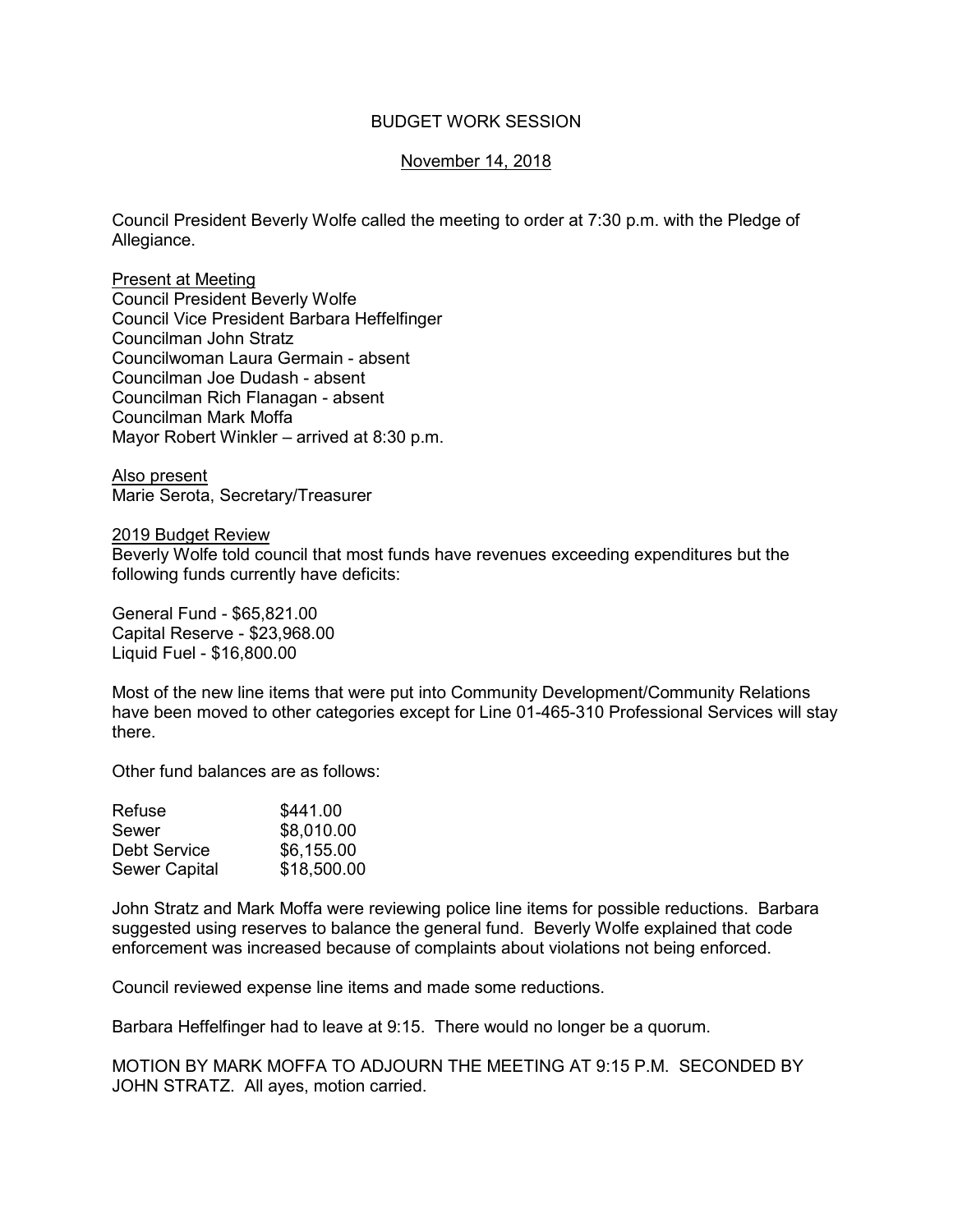# BUDGET WORK SESSION

## November 14, 2018

Council President Beverly Wolfe called the meeting to order at 7:30 p.m. with the Pledge of Allegiance.

Present at Meeting
Council President Beverly Wolfe
Council Vice President Barbara Heffelfinger
Councilman John Stratz
Councilwoman Laura Germain - absent
Councilman Joe Dudash - absent
Councilman Rich Flanagan - absent
Councilman Mark Moffa
Mayor Robert Winkler – arrived at 8:30 p.m.

Also present
Marie Serota, Secretary/Treasurer

2019 Budget Review
Beverly Wolfe told council that most funds have revenues exceeding expenditures but the following funds currently have deficits:

General Fund - $65,821.00
Capital Reserve - $23,968.00
Liquid Fuel - $16,800.00

Most of the new line items that were put into Community Development/Community Relations have been moved to other categories except for Line 01-465-310 Professional Services will stay there.

Other fund balances are as follows:

| | |
|---|---|
| Refuse | $441.00 |
| Sewer | $8,010.00 |
| Debt Service | $6,155.00 |
| Sewer Capital | $18,500.00 |

John Stratz and Mark Moffa were reviewing police line items for possible reductions. Barbara suggested using reserves to balance the general fund. Beverly Wolfe explained that code enforcement was increased because of complaints about violations not being enforced.

Council reviewed expense line items and made some reductions.

Barbara Heffelfinger had to leave at 9:15. There would no longer be a quorum.

MOTION BY MARK MOFFA TO ADJOURN THE MEETING AT 9:15 P.M. SECONDED BY JOHN STRATZ. All ayes, motion carried.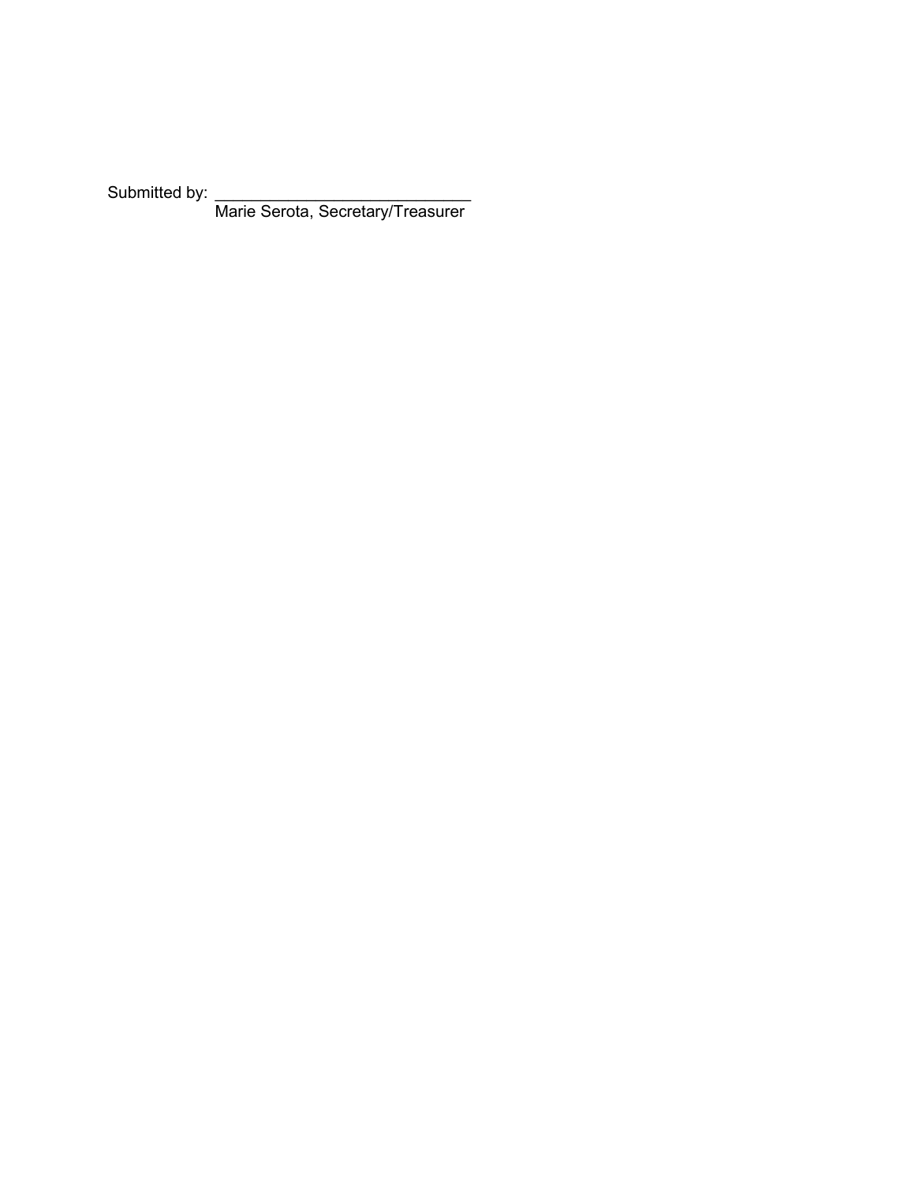Submitted by: ____________________________
Marie Serota, Secretary/Treasurer